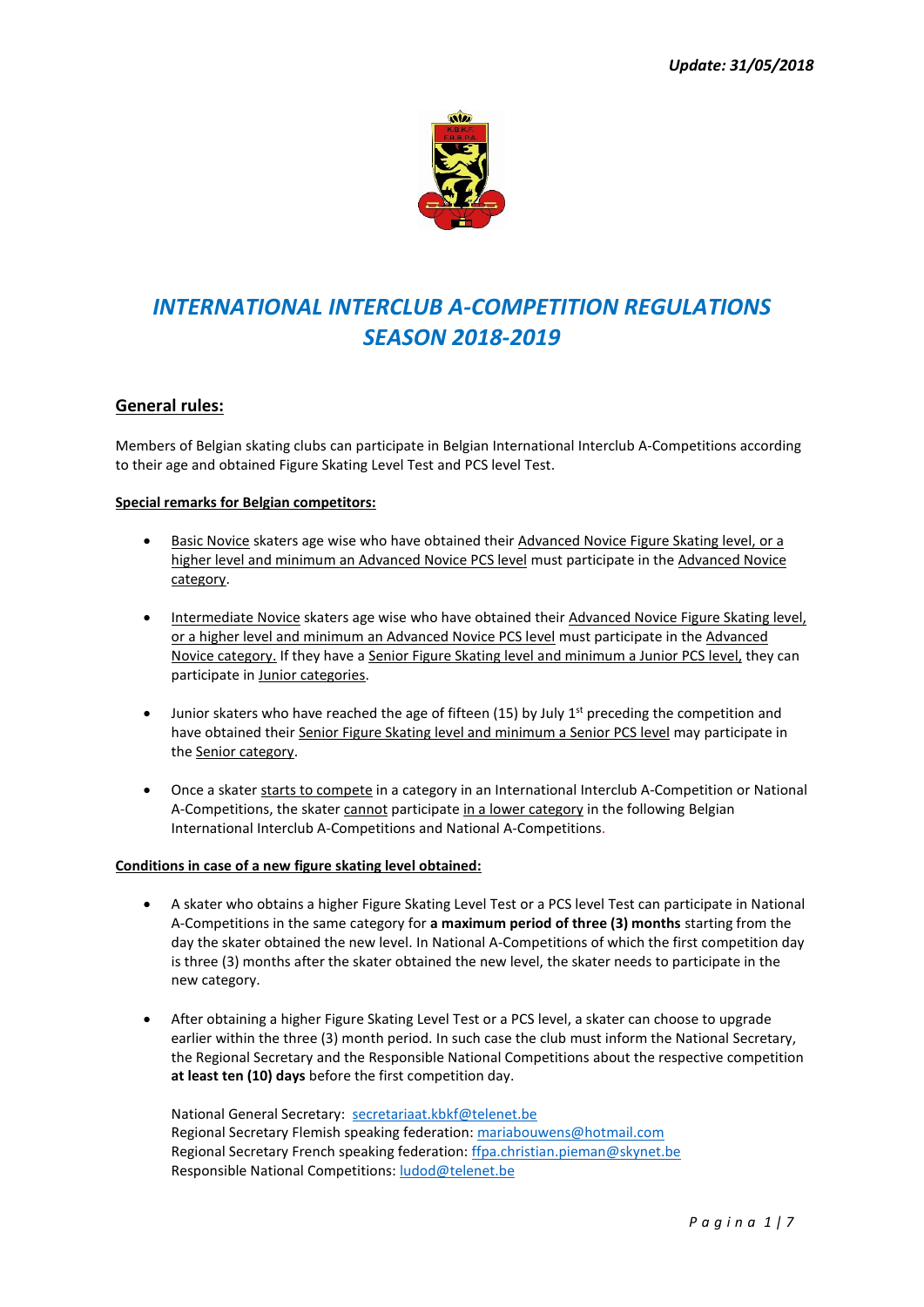*Update: 31/05/2018*

# *INTERNATIONAL INTERCLUB A-COMPETITION REGULATIONS SEASON 2018-2019*

## General rules:

Members of Belgian skating clubs can participate in Belgian International Interclub A-Competitions according to their age and obtained Figure Skating Level Test and PCS level Test.

**Special remarks for Belgian competitors:**

- Basic Novice skaters age wise who have obtained their Advanced Novice Figure Skating level, or a higher level and minimum an Advanced Novice PCS level must participate in the Advanced Novice category.
- Intermediate Novice skaters age wise who have obtained their Advanced Novice Figure Skating level, or a higher level and minimum an Advanced Novice PCS level must participate in the Advanced Novice category. If they have a Senior Figure Skating level and minimum a Junior PCS level, they can participate in Junior categories.
- Junior skaters who have reached the age of fifteen (15) by July 1st preceding the competition and have obtained their Senior Figure Skating level and minimum a Senior PCS level may participate in the Senior category.
- Once a skater starts to compete in a category in an International Interclub A-Competition or National A-Competitions, the skater cannot participate in a lower category in the following Belgian International Interclub A-Competitions and National A-Competitions.

**Conditions in case of a new figure skating level obtained:**

- A skater who obtains a higher Figure Skating Level Test or a PCS level Test can participate in National A-Competitions in the same category for **a maximum period of three (3) months** starting from the day the skater obtained the new level. In National A-Competitions of which the first competition day is three (3) months after the skater obtained the new level, the skater needs to participate in the new category.
- After obtaining a higher Figure Skating Level Test or a PCS level, a skater can choose to upgrade earlier within the three (3) month period. In such case the club must inform the National Secretary, the Regional Secretary and the Responsible National Competitions about the respective competition **at least ten (10) days** before the first competition day.

  National General Secretary: secretariaat.kbkf@telenet.be
  Regional Secretary Flemish speaking federation: mariabouwens@hotmail.com
  Regional Secretary French speaking federation: ffpa.christian.pieman@skynet.be
  Responsible National Competitions: ludod@telenet.be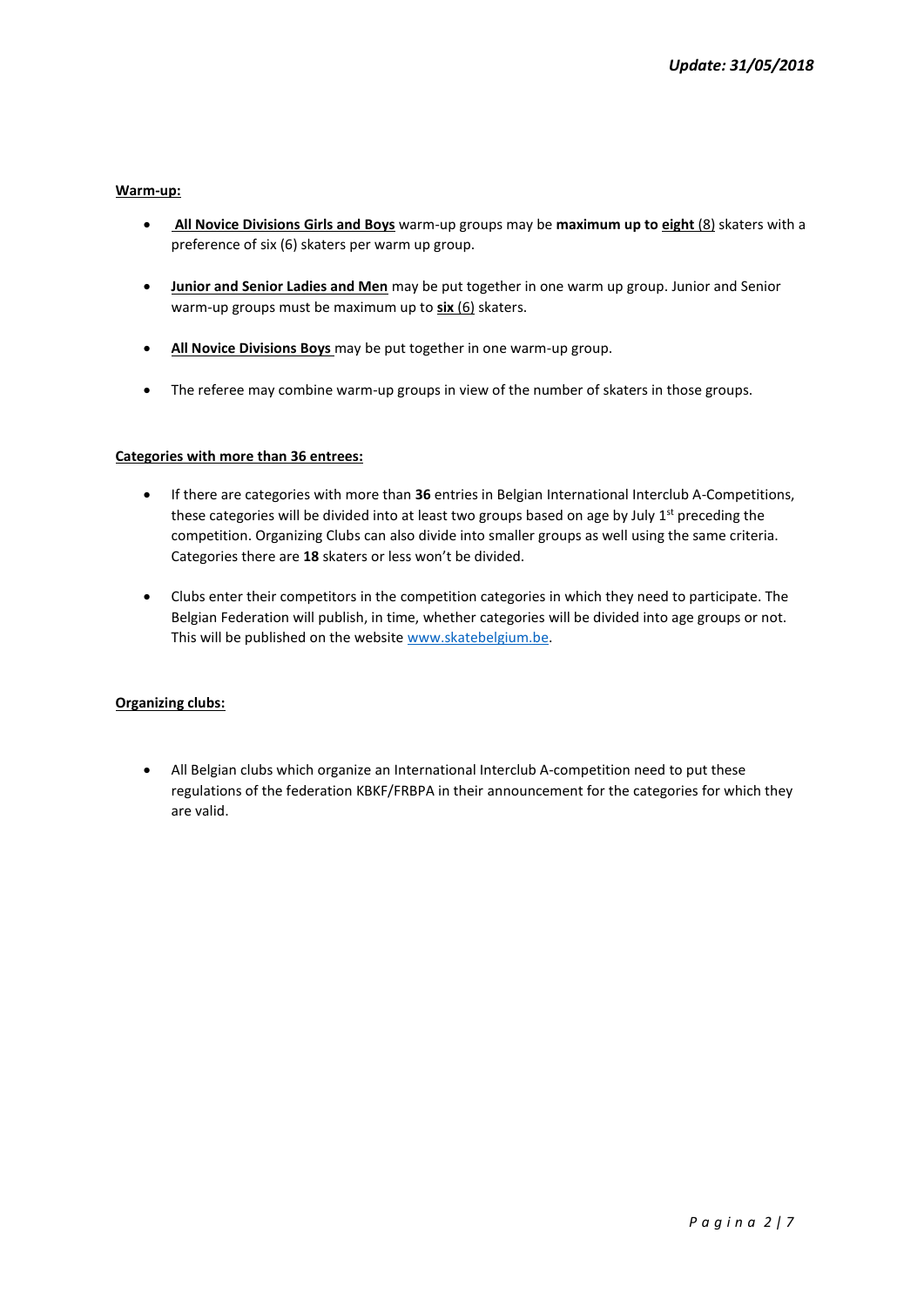*Update: 31/05/2018*

**Warm-up:**

- **All Novice Divisions Girls and Boys** warm-up groups may be **maximum up to eight** (8) skaters with a preference of six (6) skaters per warm up group.

- **Junior and Senior Ladies and Men** may be put together in one warm up group. Junior and Senior warm-up groups must be maximum up to **six** (6) skaters.

- **All Novice Divisions Boys** may be put together in one warm-up group.

- The referee may combine warm-up groups in view of the number of skaters in those groups.

**Categories with more than 36 entrees:**

- If there are categories with more than **36** entries in Belgian International Interclub A-Competitions, these categories will be divided into at least two groups based on age by July 1st preceding the competition. Organizing Clubs can also divide into smaller groups as well using the same criteria. Categories there are **18** skaters or less won't be divided.

- Clubs enter their competitors in the competition categories in which they need to participate. The Belgian Federation will publish, in time, whether categories will be divided into age groups or not. This will be published on the website www.skatebelgium.be.

**Organizing clubs:**

- All Belgian clubs which organize an International Interclub A-competition need to put these regulations of the federation KBKF/FRBPA in their announcement for the categories for which they are valid.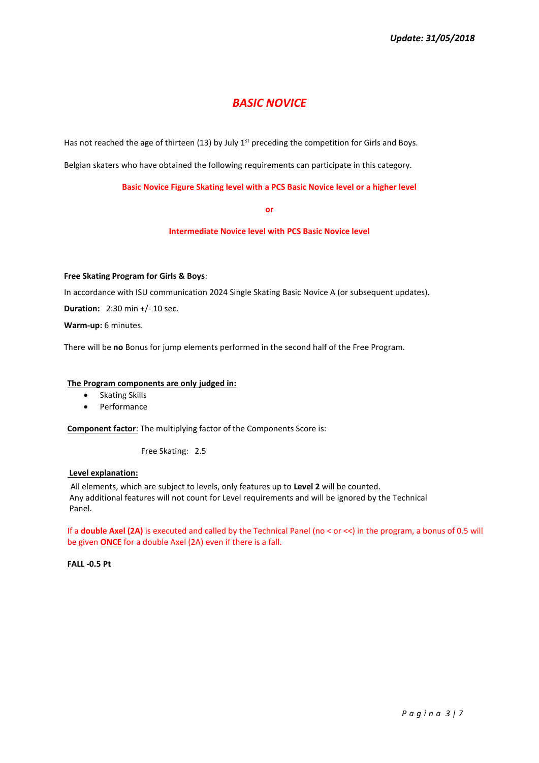*Update: 31/05/2018*

# *BASIC NOVICE*

Has not reached the age of thirteen (13) by July 1st preceding the competition for Girls and Boys.

Belgian skaters who have obtained the following requirements can participate in this category.

**Basic Novice Figure Skating level with a PCS Basic Novice level or a higher level**

**or**

**Intermediate Novice level with PCS Basic Novice level**

**Free Skating Program for Girls & Boys**:

In accordance with ISU communication 2024 Single Skating Basic Novice A (or subsequent updates).

**Duration:** 2:30 min +/- 10 sec.

**Warm-up:** 6 minutes.

There will be **no** Bonus for jump elements performed in the second half of the Free Program.

**The Program components are only judged in:**

- Skating Skills
- Performance

**Component factor**: The multiplying factor of the Components Score is:

Free Skating: 2.5

**Level explanation:**

All elements, which are subject to levels, only features up to **Level 2** will be counted.
Any additional features will not count for Level requirements and will be ignored by the Technical Panel.

If a **double Axel (2A)** is executed and called by the Technical Panel (no < or <<) in the program, a bonus of 0.5 will be given **ONCE** for a double Axel (2A) even if there is a fall.

**FALL -0.5 Pt**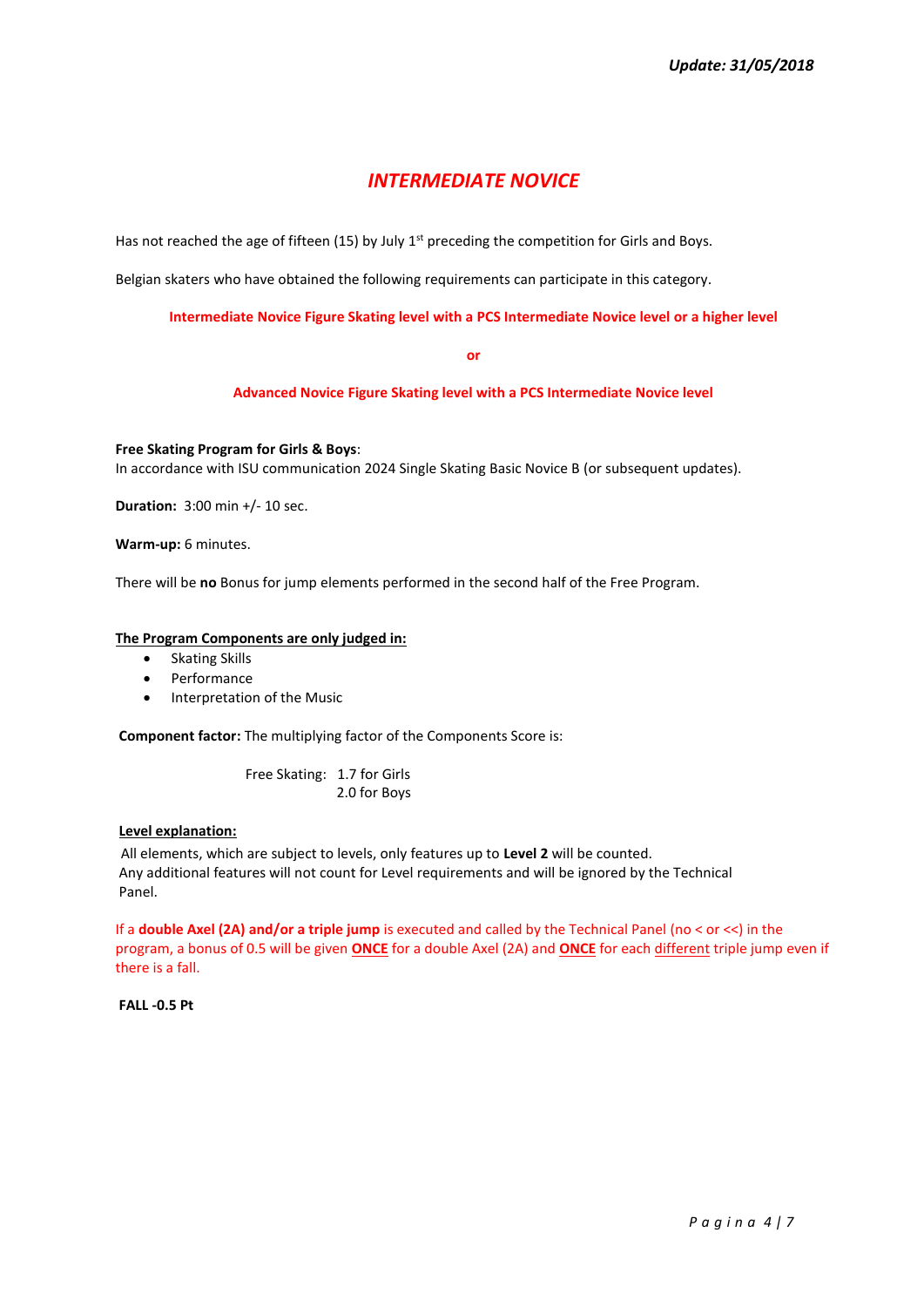*Update: 31/05/2018*

# *INTERMEDIATE NOVICE*

Has not reached the age of fifteen (15) by July 1st preceding the competition for Girls and Boys.

Belgian skaters who have obtained the following requirements can participate in this category.

**Intermediate Novice Figure Skating level with a PCS Intermediate Novice level or a higher level**

**or**

**Advanced Novice Figure Skating level with a PCS Intermediate Novice level**

**Free Skating Program for Girls & Boys**:
In accordance with ISU communication 2024 Single Skating Basic Novice B (or subsequent updates).

**Duration:** 3:00 min +/- 10 sec.

**Warm-up:** 6 minutes.

There will be **no** Bonus for jump elements performed in the second half of the Free Program.

**The Program Components are only judged in:**

- Skating Skills
- Performance
- Interpretation of the Music

**Component factor:** The multiplying factor of the Components Score is:

Free Skating: 1.7 for Girls
2.0 for Boys

**Level explanation:**

All elements, which are subject to levels, only features up to **Level 2** will be counted.
Any additional features will not count for Level requirements and will be ignored by the Technical Panel.

If a **double Axel (2A) and/or a triple jump** is executed and called by the Technical Panel (no < or <<) in the program, a bonus of 0.5 will be given **ONCE** for a double Axel (2A) and **ONCE** for each different triple jump even if there is a fall.

**FALL -0.5 Pt**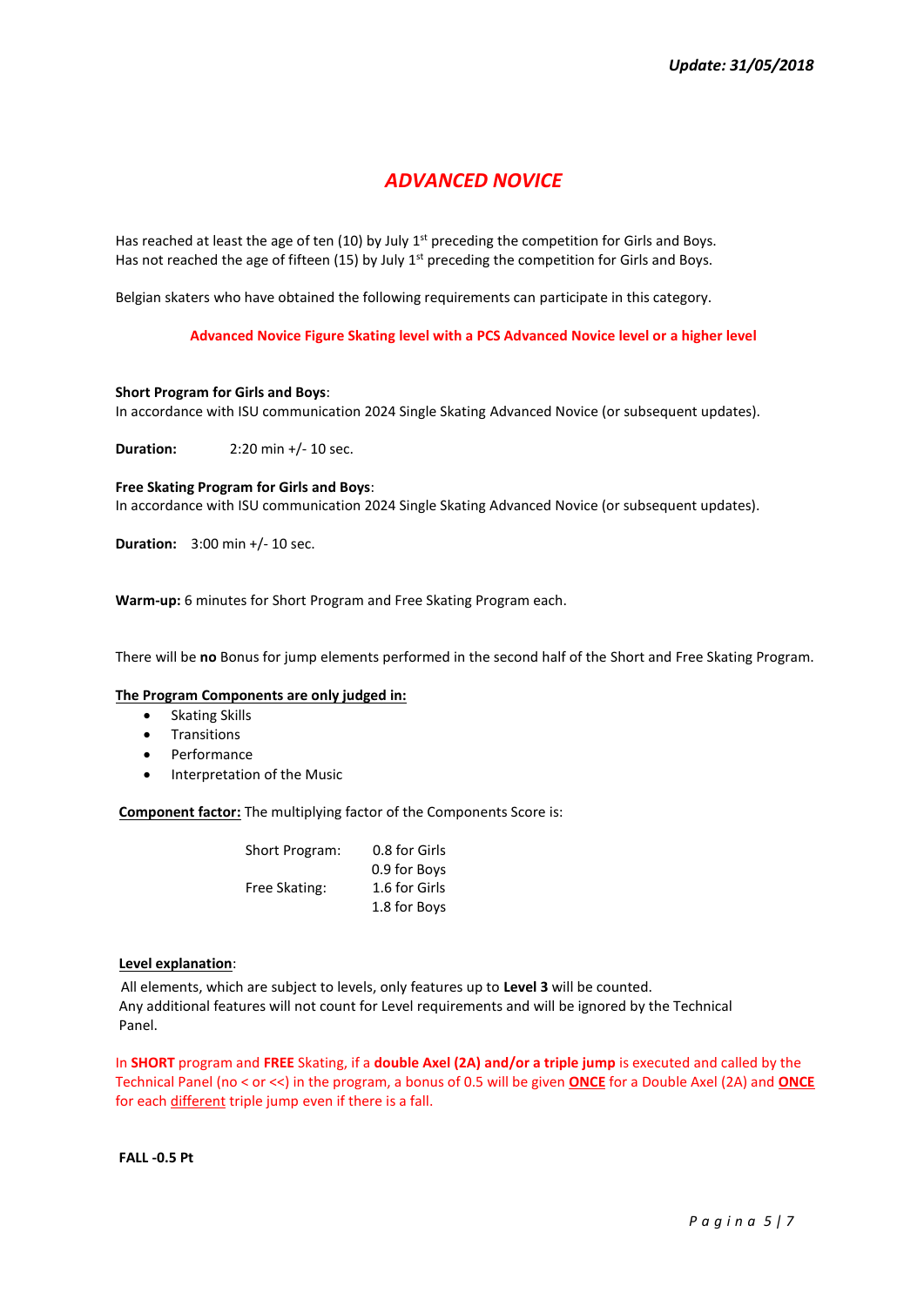*Update: 31/05/2018*

# *ADVANCED NOVICE*

Has reached at least the age of ten (10) by July 1st preceding the competition for Girls and Boys.
Has not reached the age of fifteen (15) by July 1st preceding the competition for Girls and Boys.

Belgian skaters who have obtained the following requirements can participate in this category.

**Advanced Novice Figure Skating level with a PCS Advanced Novice level or a higher level**

**Short Program for Girls and Boys**:
In accordance with ISU communication 2024 Single Skating Advanced Novice (or subsequent updates).

**Duration:** 2:20 min +/- 10 sec.

**Free Skating Program for Girls and Boys**:
In accordance with ISU communication 2024 Single Skating Advanced Novice (or subsequent updates).

**Duration:** 3:00 min +/- 10 sec.

**Warm-up:** 6 minutes for Short Program and Free Skating Program each.

There will be **no** Bonus for jump elements performed in the second half of the Short and Free Skating Program.

**The Program Components are only judged in:**

- Skating Skills
- Transitions
- Performance
- Interpretation of the Music

**Component factor:** The multiplying factor of the Components Score is:

| | |
|---|---|
| Short Program: | 0.8 for Girls |
| | 0.9 for Boys |
| Free Skating: | 1.6 for Girls |
| | 1.8 for Boys |

**Level explanation**:
All elements, which are subject to levels, only features up to **Level 3** will be counted.
Any additional features will not count for Level requirements and will be ignored by the Technical Panel.

In **SHORT** program and **FREE** Skating, if a **double Axel (2A) and/or a triple jump** is executed and called by the Technical Panel (no < or <<) in the program, a bonus of 0.5 will be given **ONCE** for a Double Axel (2A) and **ONCE** for each different triple jump even if there is a fall.

**FALL -0.5 Pt**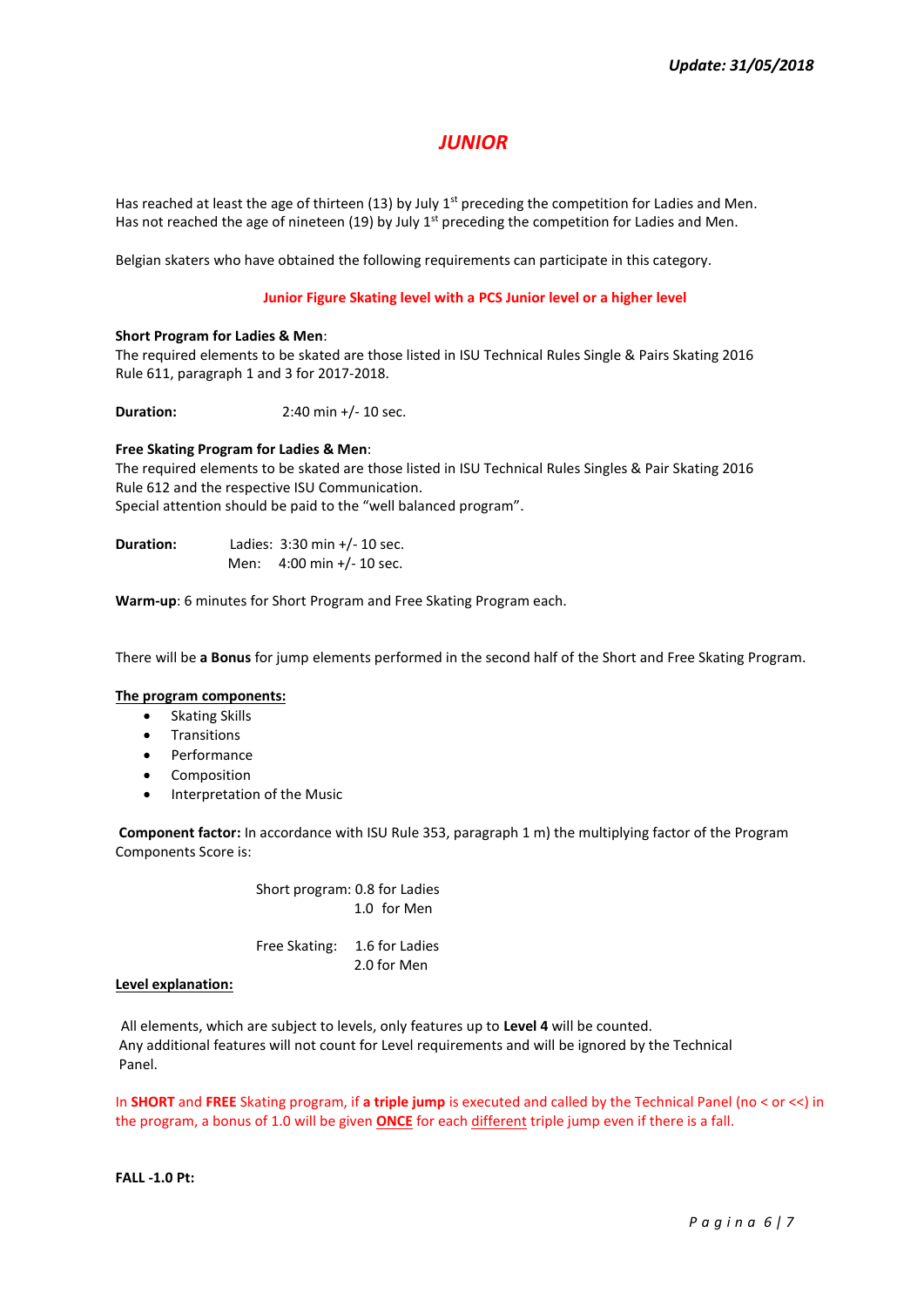*Update: 31/05/2018*

# *JUNIOR*

Has reached at least the age of thirteen (13) by July 1st preceding the competition for Ladies and Men.
Has not reached the age of nineteen (19) by July 1st preceding the competition for Ladies and Men.

Belgian skaters who have obtained the following requirements can participate in this category.

**Junior Figure Skating level with a PCS Junior level or a higher level**

**Short Program for Ladies & Men**:
The required elements to be skated are those listed in ISU Technical Rules Single & Pairs Skating 2016 Rule 611, paragraph 1 and 3 for 2017-2018.

**Duration:** 2:40 min +/- 10 sec.

**Free Skating Program for Ladies & Men**:
The required elements to be skated are those listed in ISU Technical Rules Singles & Pair Skating 2016 Rule 612 and the respective ISU Communication.
Special attention should be paid to the "well balanced program".

**Duration:** Ladies: 3:30 min +/- 10 sec.
Men: 4:00 min +/- 10 sec.

**Warm-up**: 6 minutes for Short Program and Free Skating Program each.

There will be **a Bonus** for jump elements performed in the second half of the Short and Free Skating Program.

**The program components:**

- Skating Skills
- Transitions
- Performance
- Composition
- Interpretation of the Music

**Component factor:** In accordance with ISU Rule 353, paragraph 1 m) the multiplying factor of the Program Components Score is:

Short program: 0.8 for Ladies
1.0 for Men

Free Skating: 1.6 for Ladies
2.0 for Men

**Level explanation:**

All elements, which are subject to levels, only features up to **Level 4** will be counted.
Any additional features will not count for Level requirements and will be ignored by the Technical Panel.

In **SHORT** and **FREE** Skating program, if **a triple jump** is executed and called by the Technical Panel (no < or <<) in the program, a bonus of 1.0 will be given **ONCE** for each different triple jump even if there is a fall.

**FALL -1.0 Pt:**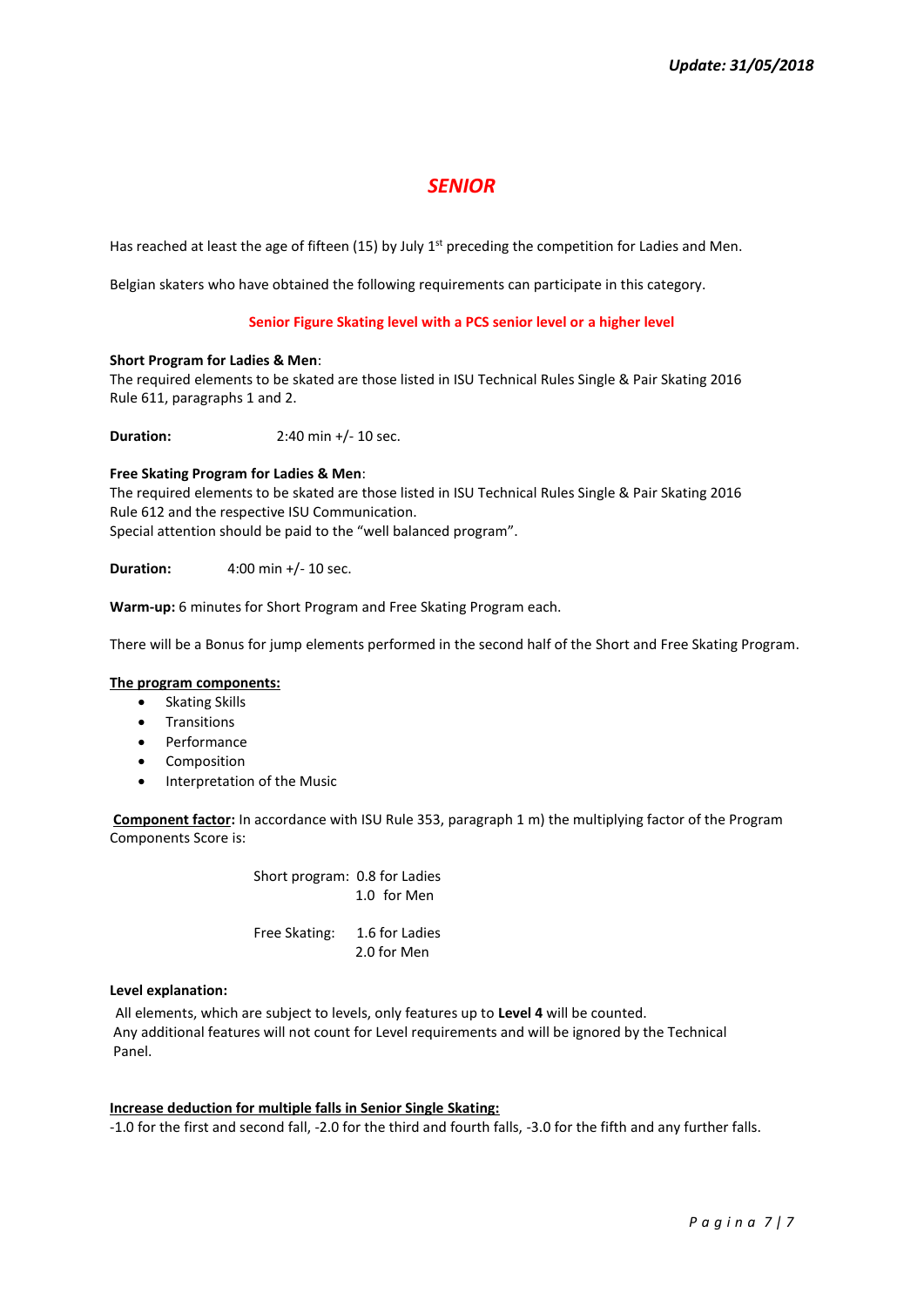***Update: 31/05/2018***

# *SENIOR*

Has reached at least the age of fifteen (15) by July 1st preceding the competition for Ladies and Men.

Belgian skaters who have obtained the following requirements can participate in this category.

**Senior Figure Skating level with a PCS senior level or a higher level**

**Short Program for Ladies & Men**:
The required elements to be skated are those listed in ISU Technical Rules Single & Pair Skating 2016 Rule 611, paragraphs 1 and 2.

**Duration:** 2:40 min +/- 10 sec.

**Free Skating Program for Ladies & Men**:
The required elements to be skated are those listed in ISU Technical Rules Single & Pair Skating 2016 Rule 612 and the respective ISU Communication.
Special attention should be paid to the "well balanced program".

**Duration:** 4:00 min +/- 10 sec.

**Warm-up:** 6 minutes for Short Program and Free Skating Program each.

There will be a Bonus for jump elements performed in the second half of the Short and Free Skating Program.

**The program components:**

- Skating Skills
- Transitions
- Performance
- Composition
- Interpretation of the Music

**Component factor:** In accordance with ISU Rule 353, paragraph 1 m) the multiplying factor of the Program Components Score is:

Short program: 0.8 for Ladies
1.0 for Men

Free Skating: 1.6 for Ladies
2.0 for Men

**Level explanation:**

All elements, which are subject to levels, only features up to **Level 4** will be counted.
Any additional features will not count for Level requirements and will be ignored by the Technical Panel.

**Increase deduction for multiple falls in Senior Single Skating:**
-1.0 for the first and second fall, -2.0 for the third and fourth falls, -3.0 for the fifth and any further falls.